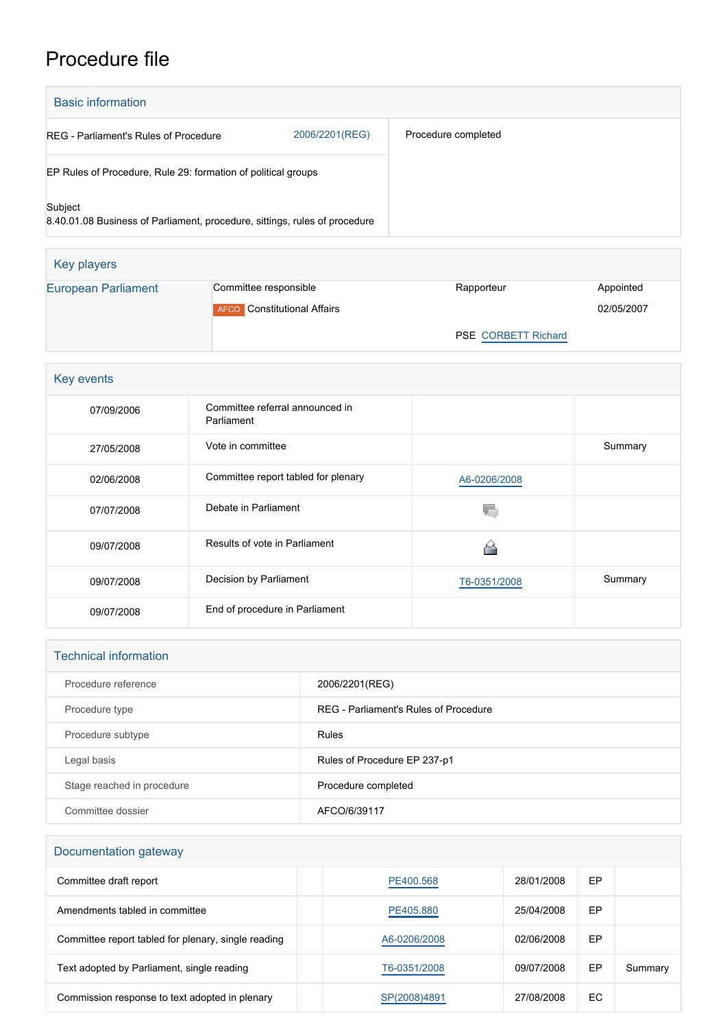# Procedure file

## Basic information

| | | |
|---|---|---|
| REG - Parliament's Rules of Procedure | 2006/2201(REG) | Procedure completed |
| EP Rules of Procedure, Rule 29: formation of political groups | | |
| Subject<br>8.40.01.08 Business of Parliament, procedure, sittings, rules of procedure | | |

## Key players

| | | | |
|---|---|---|---|
| European Parliament | Committee responsible | Rapporteur | Appointed |
| | AFCO Constitutional Affairs | | 02/05/2007 |
| | | PSE CORBETT Richard | |

## Key events

| | | | |
|---|---|---|---|
| 07/09/2006 | Committee referral announced in Parliament | | |
| 27/05/2008 | Vote in committee | | Summary |
| 02/06/2008 | Committee report tabled for plenary | A6-0206/2008 | |
| 07/07/2008 | Debate in Parliament | | |
| 09/07/2008 | Results of vote in Parliament | | |
| 09/07/2008 | Decision by Parliament | T6-0351/2008 | Summary |
| 09/07/2008 | End of procedure in Parliament | | |

## Technical information

| | |
|---|---|
| Procedure reference | 2006/2201(REG) |
| Procedure type | REG - Parliament's Rules of Procedure |
| Procedure subtype | Rules |
| Legal basis | Rules of Procedure EP 237-p1 |
| Stage reached in procedure | Procedure completed |
| Committee dossier | AFCO/6/39117 |

## Documentation gateway

| | | | | | |
|---|---|---|---|---|---|
| Committee draft report | | PE400.568 | 28/01/2008 | EP | |
| Amendments tabled in committee | | PE405.880 | 25/04/2008 | EP | |
| Committee report tabled for plenary, single reading | | A6-0206/2008 | 02/06/2008 | EP | |
| Text adopted by Parliament, single reading | | T6-0351/2008 | 09/07/2008 | EP | Summary |
| Commission response to text adopted in plenary | | SP(2008)4891 | 27/08/2008 | EC | |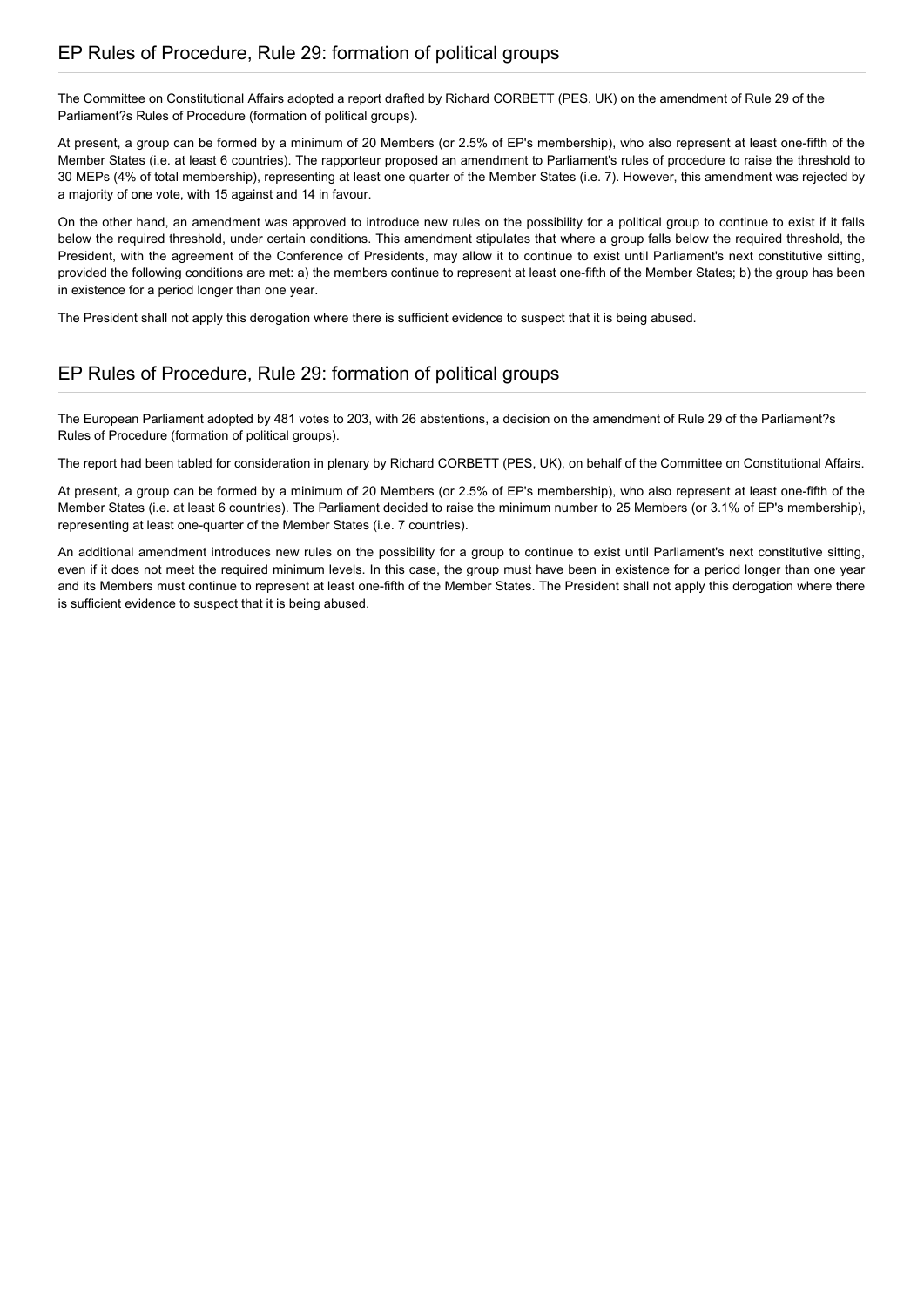## EP Rules of Procedure, Rule 29: formation of political groups

The Committee on Constitutional Affairs adopted a report drafted by Richard CORBETT (PES, UK) on the amendment of Rule 29 of the Parliament?s Rules of Procedure (formation of political groups).

At present, a group can be formed by a minimum of 20 Members (or 2.5% of EP's membership), who also represent at least one-fifth of the Member States (i.e. at least 6 countries). The rapporteur proposed an amendment to Parliament's rules of procedure to raise the threshold to 30 MEPs (4% of total membership), representing at least one quarter of the Member States (i.e. 7). However, this amendment was rejected by a majority of one vote, with 15 against and 14 in favour.

On the other hand, an amendment was approved to introduce new rules on the possibility for a political group to continue to exist if it falls below the required threshold, under certain conditions. This amendment stipulates that where a group falls below the required threshold, the President, with the agreement of the Conference of Presidents, may allow it to continue to exist until Parliament's next constitutive sitting, provided the following conditions are met: a) the members continue to represent at least one-fifth of the Member States; b) the group has been in existence for a period longer than one year.

The President shall not apply this derogation where there is sufficient evidence to suspect that it is being abused.

## EP Rules of Procedure, Rule 29: formation of political groups

The European Parliament adopted by 481 votes to 203, with 26 abstentions, a decision on the amendment of Rule 29 of the Parliament?s Rules of Procedure (formation of political groups).

The report had been tabled for consideration in plenary by Richard CORBETT (PES, UK), on behalf of the Committee on Constitutional Affairs.

At present, a group can be formed by a minimum of 20 Members (or 2.5% of EP's membership), who also represent at least one-fifth of the Member States (i.e. at least 6 countries). The Parliament decided to raise the minimum number to 25 Members (or 3.1% of EP's membership), representing at least one-quarter of the Member States (i.e. 7 countries).

An additional amendment introduces new rules on the possibility for a group to continue to exist until Parliament's next constitutive sitting, even if it does not meet the required minimum levels. In this case, the group must have been in existence for a period longer than one year and its Members must continue to represent at least one-fifth of the Member States. The President shall not apply this derogation where there is sufficient evidence to suspect that it is being abused.